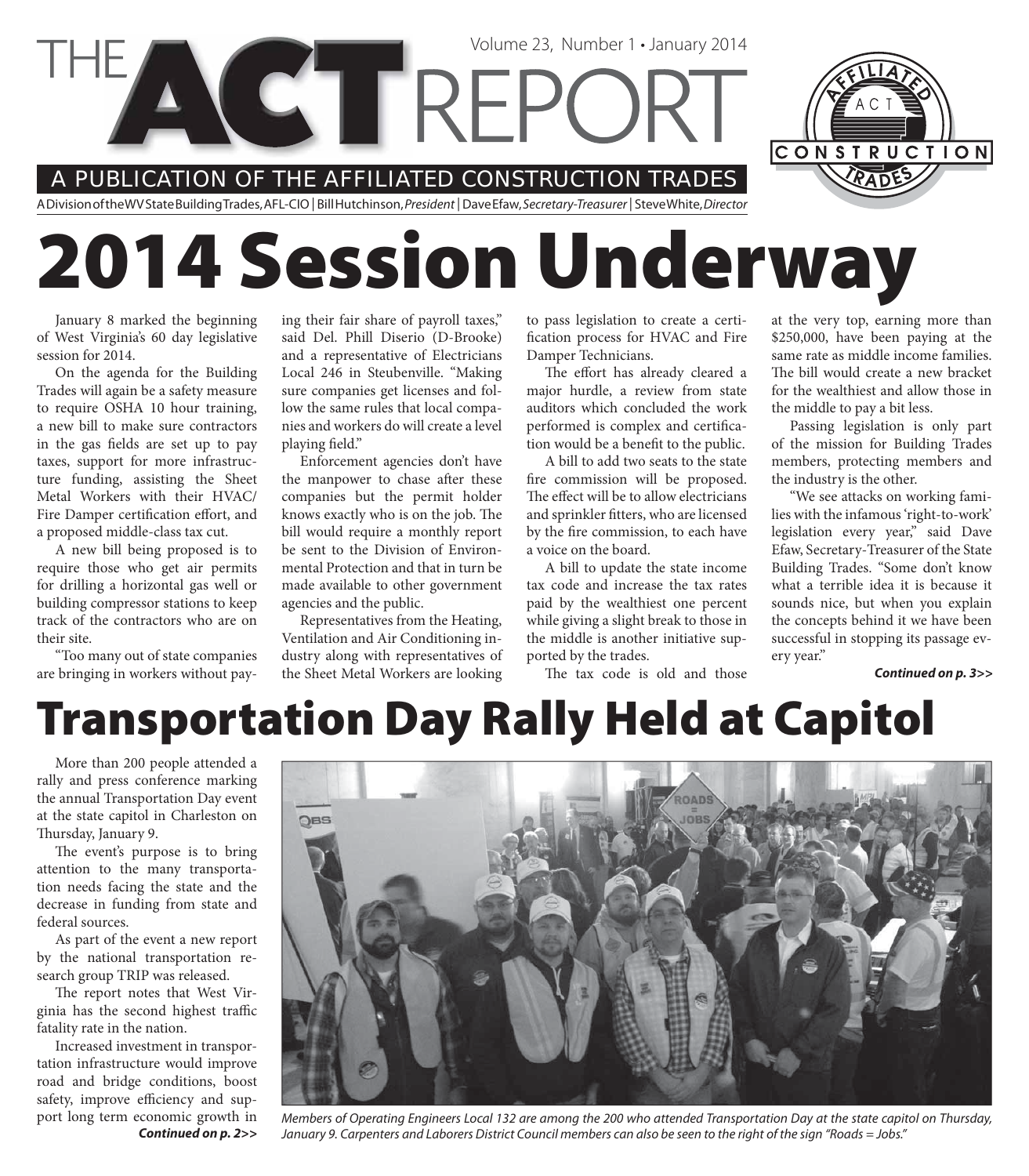# THE ACT REPORT

Volume 23, Number 1 • January 2014

A PUBLICATION OF THE AFFILIATED CONSTRUCTION TRADES

A Division of the WV State Building Trades, AFL-CIO | Bill Hutchinson, *President* | Dave Efaw, *Secretary-Treasurer* | Steve White, *Director*

# 2014 Session Underway

January 8 marked the beginning of West Virginia's 60 day legislative session for 2014.

On the agenda for the Building Trades will again be a safety measure to require OSHA 10 hour training, a new bill to make sure contractors in the gas fields are set up to pay taxes, support for more infrastructure funding, assisting the Sheet Metal Workers with their HVAC/Fire Damper certification effort, and a proposed middle-class tax cut.

A new bill being proposed is to require those who get air permits for drilling a horizontal gas well or building compressor stations to keep track of the contractors who are on their site.

"Too many out of state companies are bringing in workers without paying their fair share of payroll taxes," said Del. Phill Diserio (D-Brooke) and a representative of Electricians Local 246 in Steubenville. "Making sure companies get licenses and follow the same rules that local companies and workers do will create a level playing field."

Enforcement agencies don't have the manpower to chase after these companies but the permit holder knows exactly who is on the job. The bill would require a monthly report be sent to the Division of Environmental Protection and that in turn be made available to other government agencies and the public.

Representatives from the Heating, Ventilation and Air Conditioning industry along with representatives of the Sheet Metal Workers are looking to pass legislation to create a certification process for HVAC and Fire Damper Technicians.

The effort has already cleared a major hurdle, a review from state auditors which concluded the work performed is complex and certification would be a benefit to the public.

A bill to add two seats to the state fire commission will be proposed. The effect will be to allow electricians and sprinkler fitters, who are licensed by the fire commission, to each have a voice on the board.

A bill to update the state income tax code and increase the tax rates paid by the wealthiest one percent while giving a slight break to those in the middle is another initiative supported by the trades.

The tax code is old and those at the very top, earning more than $250,000, have been paying at the same rate as middle income families. The bill would create a new bracket for the wealthiest and allow those in the middle to pay a bit less.

Passing legislation is only part of the mission for Building Trades members, protecting members and the industry is the other.

"We see attacks on working families with the infamous 'right-to-work' legislation every year," said Dave Efaw, Secretary-Treasurer of the State Building Trades. "Some don't know what a terrible idea it is because it sounds nice, but when you explain the concepts behind it we have been successful in stopping its passage every year."

***Continued on p. 3>>***

# Transportation Day Rally Held at Capitol

More than 200 people attended a rally and press conference marking the annual Transportation Day event at the state capitol in Charleston on Thursday, January 9.

The event's purpose is to bring attention to the many transportation needs facing the state and the decrease in funding from state and federal sources.

As part of the event a new report by the national transportation research group TRIP was released.

The report notes that West Virginia has the second highest traffic fatality rate in the nation.

Increased investment in transportation infrastructure would improve road and bridge conditions, boost safety, improve efficiency and support long term economic growth in

***Continued on p. 2>>***

*Members of Operating Engineers Local 132 are among the 200 who attended Transportation Day at the state capitol on Thursday, January 9. Carpenters and Laborers District Council members can also be seen to the right of the sign "Roads = Jobs."*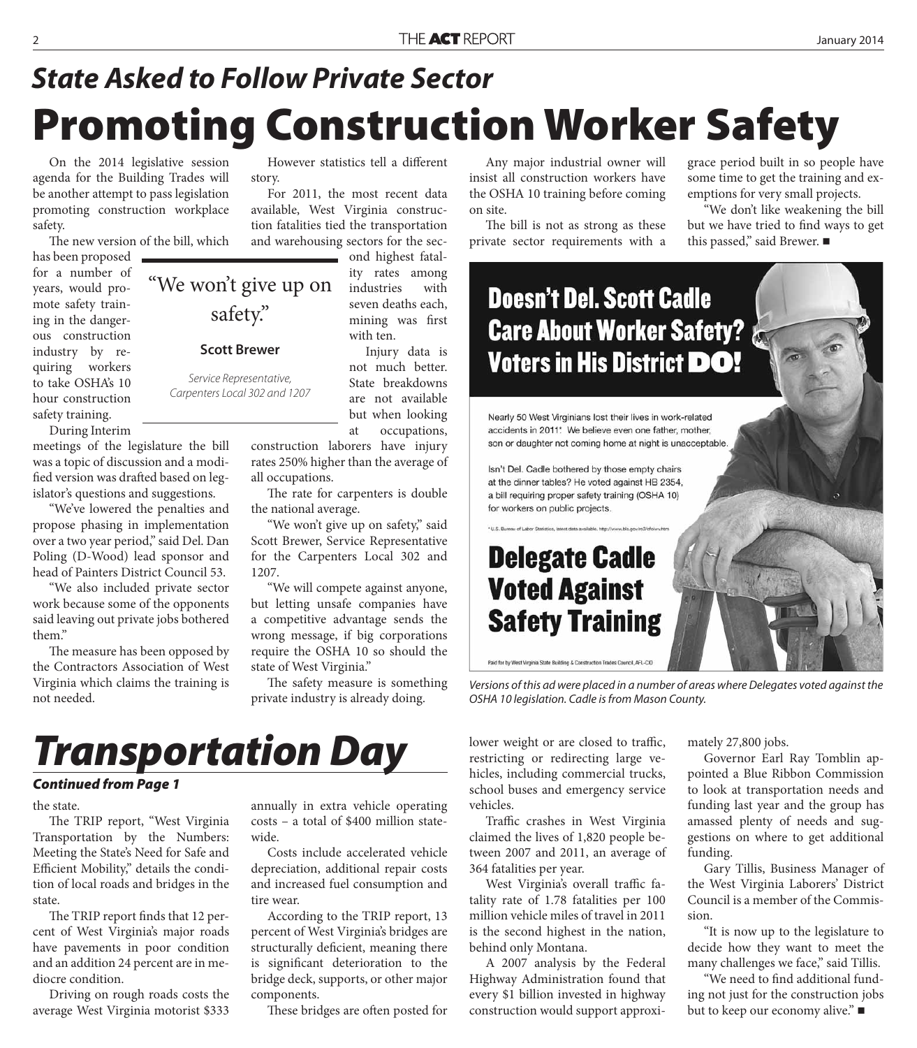## *State Asked to Follow Private Sector*

# Promoting Construction Worker Safety

On the 2014 legislative session agenda for the Building Trades will be another attempt to pass legislation promoting construction workplace safety.

The new version of the bill, which has been proposed for a number of years, would promote safety training in the dangerous construction industry by requiring workers to take OSHA's 10 hour construction safety training.

> "We won't give up on safety."
>
> **Scott Brewer**
>
> *Service Representative, Carpenters Local 302 and 1207*

During Interim meetings of the legislature the bill was a topic of discussion and a modified version was drafted based on legislator's questions and suggestions.

"We've lowered the penalties and propose phasing in implementation over a two year period," said Del. Dan Poling (D-Wood) lead sponsor and head of Painters District Council 53.

"We also included private sector work because some of the opponents said leaving out private jobs bothered them."

The measure has been opposed by the Contractors Association of West Virginia which claims the training is not needed.

However statistics tell a different story.

For 2011, the most recent data available, West Virginia construction fatalities tied the transportation and warehousing sectors for the second highest fatality rates among industries with seven deaths each, mining was first with ten.

Injury data is not much better. State breakdowns are not available but when looking at occupations, construction laborers have injury rates 250% higher than the average of all occupations.

The rate for carpenters is double the national average.

"We won't give up on safety," said Scott Brewer, Service Representative for the Carpenters Local 302 and 1207.

"We will compete against anyone, but letting unsafe companies have a competitive advantage sends the wrong message, if big corporations require the OSHA 10 so should the state of West Virginia."

The safety measure is something private industry is already doing.

Any major industrial owner will insist all construction workers have the OSHA 10 training before coming on site.

The bill is not as strong as these private sector requirements with a grace period built in so people have some time to get the training and exemptions for very small projects.

"We don't like weakening the bill but we have tried to find ways to get this passed," said Brewer. ■

**Doesn't Del. Scott Cadle Care About Worker Safety? Voters in His District DO!**

Nearly 50 West Virginians lost their lives in work-related accidents in 2011*. We believe even one father, mother, son or daughter not coming home at night is unacceptable.

Isn't Del. Cadle bothered by those empty chairs at the dinner tables? He voted against HB 2354, a bill requiring proper safety training (OSHA 10) for workers on public projects.

* U.S. Bureau of Labor Statistics, latest data available. http://www.bls.gov/iif/oshwc/cfoi/cftb.htm

**Delegate Cadle Voted Against Safety Training**

Paid for by West Virginia State Building & Construction Trades Council, AFL-CIO

*Versions of this ad were placed in a number of areas where Delegates voted against the OSHA 10 legislation. Cadle is from Mason County.*

# *Transportation Day*

***Continued from Page 1***

the state.

The TRIP report, "West Virginia Transportation by the Numbers: Meeting the State's Need for Safe and Efficient Mobility," details the condition of local roads and bridges in the state.

The TRIP report finds that 12 percent of West Virginia's major roads have pavements in poor condition and an addition 24 percent are in mediocre condition.

Driving on rough roads costs the average West Virginia motorist $333 annually in extra vehicle operating costs – a total of $400 million statewide.

Costs include accelerated vehicle depreciation, additional repair costs and increased fuel consumption and tire wear.

According to the TRIP report, 13 percent of West Virginia's bridges are structurally deficient, meaning there is significant deterioration to the bridge deck, supports, or other major components.

These bridges are often posted for lower weight or are closed to traffic, restricting or redirecting large vehicles, including commercial trucks, school buses and emergency service vehicles.

Traffic crashes in West Virginia claimed the lives of 1,820 people between 2007 and 2011, an average of 364 fatalities per year.

West Virginia's overall traffic fatality rate of 1.78 fatalities per 100 million vehicle miles of travel in 2011 is the second highest in the nation, behind only Montana.

A 2007 analysis by the Federal Highway Administration found that every $1 billion invested in highway construction would support approximately 27,800 jobs.

Governor Earl Ray Tomblin appointed a Blue Ribbon Commission to look at transportation needs and funding last year and the group has amassed plenty of needs and suggestions on where to get additional funding.

Gary Tillis, Business Manager of the West Virginia Laborers' District Council is a member of the Commission.

"It is now up to the legislature to decide how they want to meet the many challenges we face," said Tillis.

"We need to find additional funding not just for the construction jobs but to keep our economy alive." ■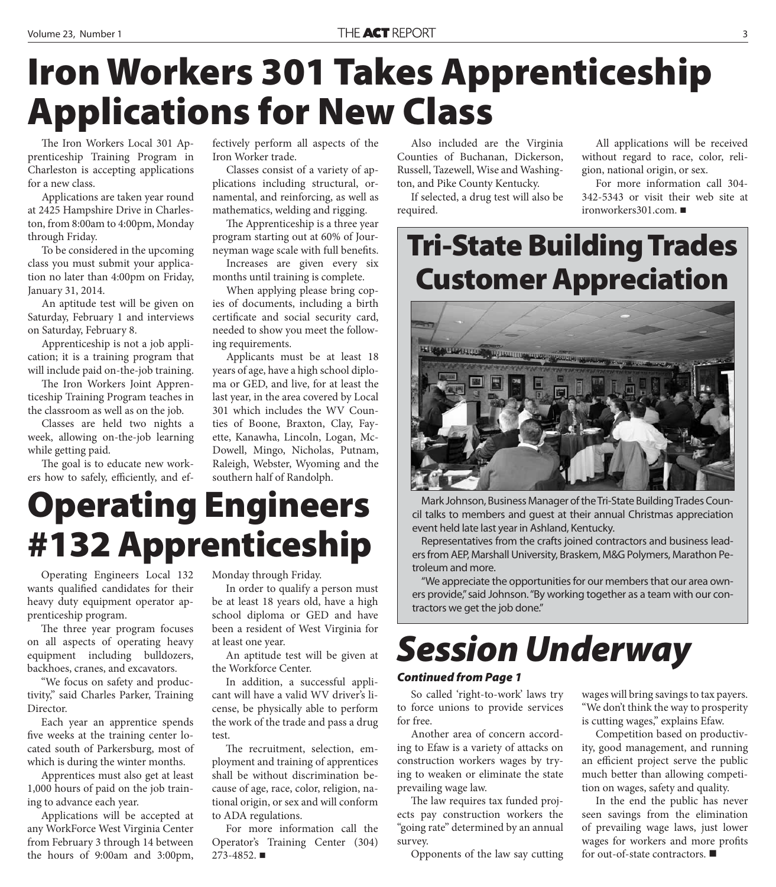# Iron Workers 301 Takes Apprenticeship Applications for New Class

The Iron Workers Local 301 Apprenticeship Training Program in Charleston is accepting applications for a new class.

Applications are taken year round at 2425 Hampshire Drive in Charleston, from 8:00am to 4:00pm, Monday through Friday.

To be considered in the upcoming class you must submit your application no later than 4:00pm on Friday, January 31, 2014.

An aptitude test will be given on Saturday, February 1 and interviews on Saturday, February 8.

Apprenticeship is not a job application; it is a training program that will include paid on-the-job training.

The Iron Workers Joint Apprenticeship Training Program teaches in the classroom as well as on the job.

Classes are held two nights a week, allowing on-the-job learning while getting paid.

The goal is to educate new workers how to safely, efficiently, and effectively perform all aspects of the Iron Worker trade.

Classes consist of a variety of applications including structural, ornamental, and reinforcing, as well as mathematics, welding and rigging.

The Apprenticeship is a three year program starting out at 60% of Journeyman wage scale with full benefits.

Increases are given every six months until training is complete.

When applying please bring copies of documents, including a birth certificate and social security card, needed to show you meet the following requirements.

Applicants must be at least 18 years of age, have a high school diploma or GED, and live, for at least the last year, in the area covered by Local 301 which includes the WV Counties of Boone, Braxton, Clay, Fayette, Kanawha, Lincoln, Logan, McDowell, Mingo, Nicholas, Putnam, Raleigh, Webster, Wyoming and the southern half of Randolph.

Also included are the Virginia Counties of Buchanan, Dickerson, Russell, Tazewell, Wise and Washington, and Pike County Kentucky.

If selected, a drug test will also be required.

All applications will be received without regard to race, color, religion, national origin, or sex.

For more information call 304-342-5343 or visit their web site at ironworkers301.com. ■

# Operating Engineers #132 Apprenticeship

Operating Engineers Local 132 wants qualified candidates for their heavy duty equipment operator apprenticeship program.

The three year program focuses on all aspects of operating heavy equipment including bulldozers, backhoes, cranes, and excavators.

"We focus on safety and productivity," said Charles Parker, Training Director.

Each year an apprentice spends five weeks at the training center located south of Parkersburg, most of which is during the winter months.

Apprentices must also get at least 1,000 hours of paid on the job training to advance each year.

Applications will be accepted at any WorkForce West Virginia Center from February 3 through 14 between the hours of 9:00am and 3:00pm, Monday through Friday.

In order to qualify a person must be at least 18 years old, have a high school diploma or GED and have been a resident of West Virginia for at least one year.

An aptitude test will be given at the Workforce Center.

In addition, a successful applicant will have a valid WV driver's license, be physically able to perform the work of the trade and pass a drug test.

The recruitment, selection, employment and training of apprentices shall be without discrimination because of age, race, color, religion, national origin, or sex and will conform to ADA regulations.

For more information call the Operator's Training Center (304) 273-4852. ■

# Tri-State Building Trades Customer Appreciation

Mark Johnson, Business Manager of the Tri-State Building Trades Council talks to members and guest at their annual Christmas appreciation event held late last year in Ashland, Kentucky.

Representatives from the crafts joined contractors and business leaders from AEP, Marshall University, Braskem, M&G Polymers, Marathon Petroleum and more.

"We appreciate the opportunities for our members that our area owners provide," said Johnson. "By working together as a team with our contractors we get the job done."

# *Session Underway*

***Continued from Page 1***

So called 'right-to-work' laws try to force unions to provide services for free.

Another area of concern according to Efaw is a variety of attacks on construction workers wages by trying to weaken or eliminate the state prevailing wage law.

The law requires tax funded projects pay construction workers the "going rate" determined by an annual survey.

Opponents of the law say cutting wages will bring savings to tax payers. "We don't think the way to prosperity is cutting wages," explains Efaw.

Competition based on productivity, good management, and running an efficient project serve the public much better than allowing competition on wages, safety and quality.

In the end the public has never seen savings from the elimination of prevailing wage laws, just lower wages for workers and more profits for out-of-state contractors. ■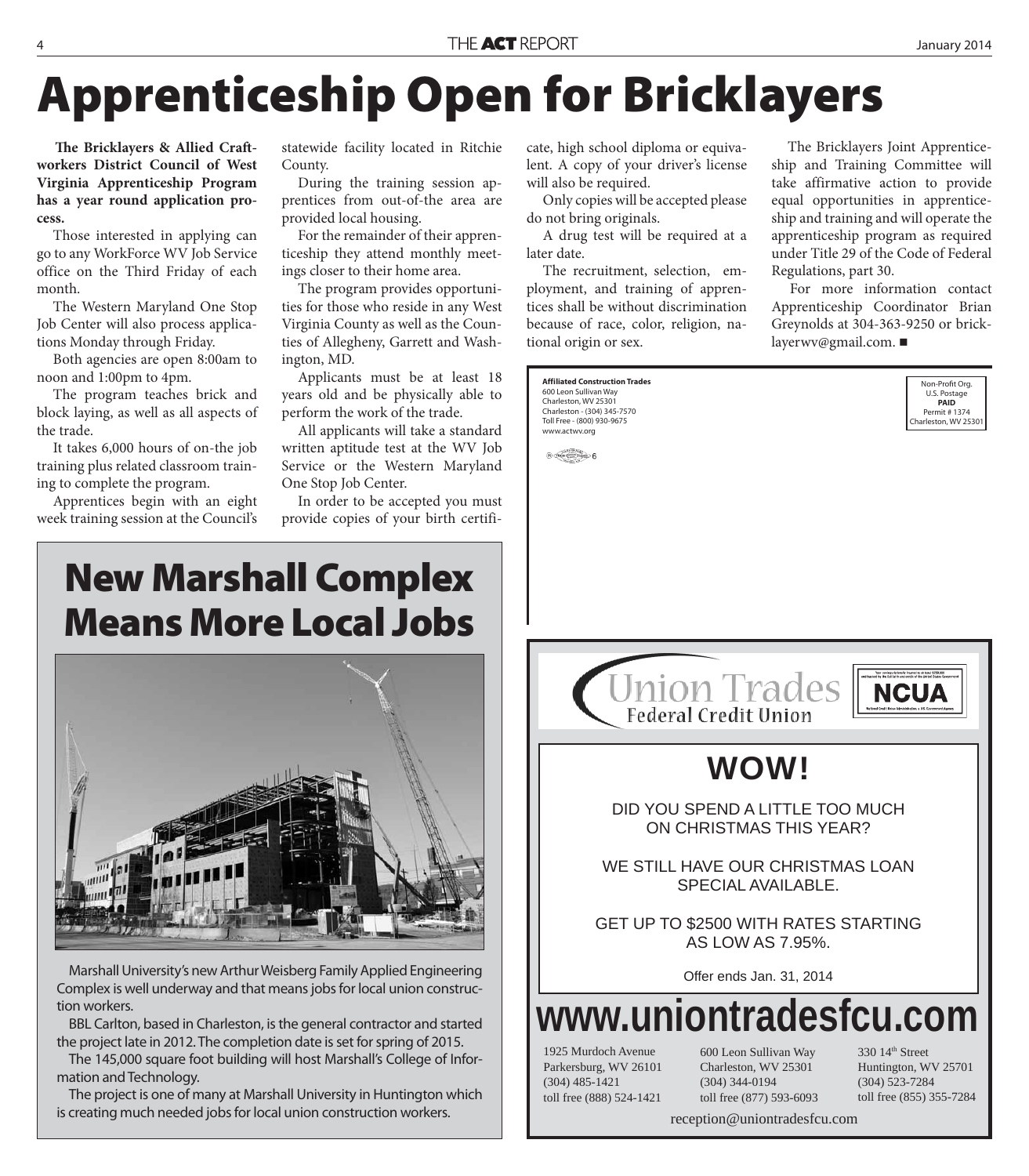# Apprenticeship Open for Bricklayers

**The Bricklayers & Allied Craftworkers District Council of West Virginia Apprenticeship Program has a year round application process.**

Those interested in applying can go to any WorkForce WV Job Service office on the Third Friday of each month.

The Western Maryland One Stop Job Center will also process applications Monday through Friday.

Both agencies are open 8:00am to noon and 1:00pm to 4pm.

The program teaches brick and block laying, as well as all aspects of the trade.

It takes 6,000 hours of on-the job training plus related classroom training to complete the program.

Apprentices begin with an eight week training session at the Council's statewide facility located in Ritchie County.

During the training session apprentices from out-of-the area are provided local housing.

For the remainder of their apprenticeship they attend monthly meetings closer to their home area.

The program provides opportunities for those who reside in any West Virginia County as well as the Counties of Allegheny, Garrett and Washington, MD.

Applicants must be at least 18 years old and be physically able to perform the work of the trade.

All applicants will take a standard written aptitude test at the WV Job Service or the Western Maryland One Stop Job Center.

In order to be accepted you must provide copies of your birth certificate, high school diploma or equivalent. A copy of your driver's license will also be required.

Only copies will be accepted please do not bring originals.

A drug test will be required at a later date.

The recruitment, selection, employment, and training of apprentices shall be without discrimination because of race, color, religion, national origin or sex.

The Bricklayers Joint Apprenticeship and Training Committee will take affirmative action to provide equal opportunities in apprenticeship and training and will operate the apprenticeship program as required under Title 29 of the Code of Federal Regulations, part 30.

For more information contact Apprenticeship Coordinator Brian Greynolds at 304-363-9250 or bricklayerwv@gmail.com. ■

**Affiliated Construction Trades**
600 Leon Sullivan Way
Charleston, WV 25301
Charleston - (304) 345-7570
Toll Free - (800) 930-9675
www.actwv.org

Non-Profit Org.
U.S. Postage
**PAID**
Permit # 1374
Charleston, WV 25301

# New Marshall Complex Means More Local Jobs

Marshall University's new Arthur Weisberg Family Applied Engineering Complex is well underway and that means jobs for local union construction workers.

BBL Carlton, based in Charleston, is the general contractor and started the project late in 2012. The completion date is set for spring of 2015.

The 145,000 square foot building will host Marshall's College of Information and Technology.

The project is one of many at Marshall University in Huntington which is creating much needed jobs for local union construction workers.

Union Trades Federal Credit Union

NCUA

## WOW!

DID YOU SPEND A LITTLE TOO MUCH ON CHRISTMAS THIS YEAR?

WE STILL HAVE OUR CHRISTMAS LOAN SPECIAL AVAILABLE.

GET UP TO $2500 WITH RATES STARTING AS LOW AS 7.95%.

Offer ends Jan. 31, 2014

**www.uniontradesfcu.com**

1925 Murdoch Avenue
Parkersburg, WV 26101
(304) 485-1421
toll free (888) 524-1421

600 Leon Sullivan Way
Charleston, WV 25301
(304) 344-0194
toll free (877) 593-6093

330 14th Street
Huntington, WV 25701
(304) 523-7284
toll free (855) 355-7284

reception@uniontradesfcu.com